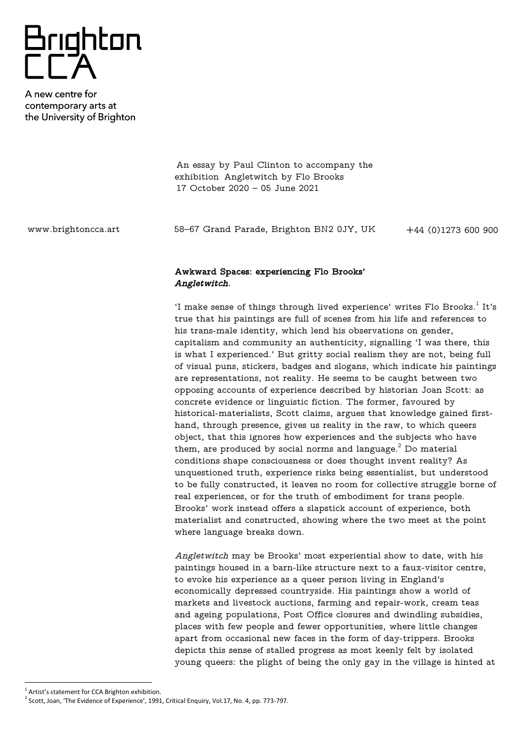# Brighton CCA

A new centre for contemporary arts at the University of Brighton

An essay by Paul Clinton to accompany the exhibition Angletwitch by Flo Brooks
17 October 2020 – 05 June 2021

www.brightoncca.art 58–67 Grand Parade, Brighton BN2 0JY, UK +44 (0)1273 600 900

## Awkward Spaces: experiencing Flo Brooks' *Angletwitch*.

'I make sense of things through lived experience' writes Flo Brooks.[1] It's true that his paintings are full of scenes from his life and references to his trans-male identity, which lend his observations on gender, capitalism and community an authenticity, signalling 'I was there, this is what I experienced.' But gritty social realism they are not, being full of visual puns, stickers, badges and slogans, which indicate his paintings are representations, not reality. He seems to be caught between two opposing accounts of experience described by historian Joan Scott: as concrete evidence or linguistic fiction. The former, favoured by historical-materialists, Scott claims, argues that knowledge gained first-hand, through presence, gives us reality in the raw, to which queers object, that this ignores how experiences and the subjects who have them, are produced by social norms and language.[2] Do material conditions shape consciousness or does thought invent reality? As unquestioned truth, experience risks being essentialist, but understood to be fully constructed, it leaves no room for collective struggle borne of real experiences, or for the truth of embodiment for trans people. Brooks' work instead offers a slapstick account of experience, both materialist and constructed, showing where the two meet at the point where language breaks down.

*Angletwitch* may be Brooks' most experiential show to date, with his paintings housed in a barn-like structure next to a faux-visitor centre, to evoke his experience as a queer person living in England's economically depressed countryside. His paintings show a world of markets and livestock auctions, farming and repair-work, cream teas and ageing populations, Post Office closures and dwindling subsidies, places with few people and fewer opportunities, where little changes apart from occasional new faces in the form of day-trippers. Brooks depicts this sense of stalled progress as most keenly felt by isolated young queers: the plight of being the only gay in the village is hinted at

---

[1] Artist's statement for CCA Brighton exhibition.

[2] Scott, Joan, 'The Evidence of Experience', 1991, Critical Enquiry, Vol.17, No. 4, pp. 773-797.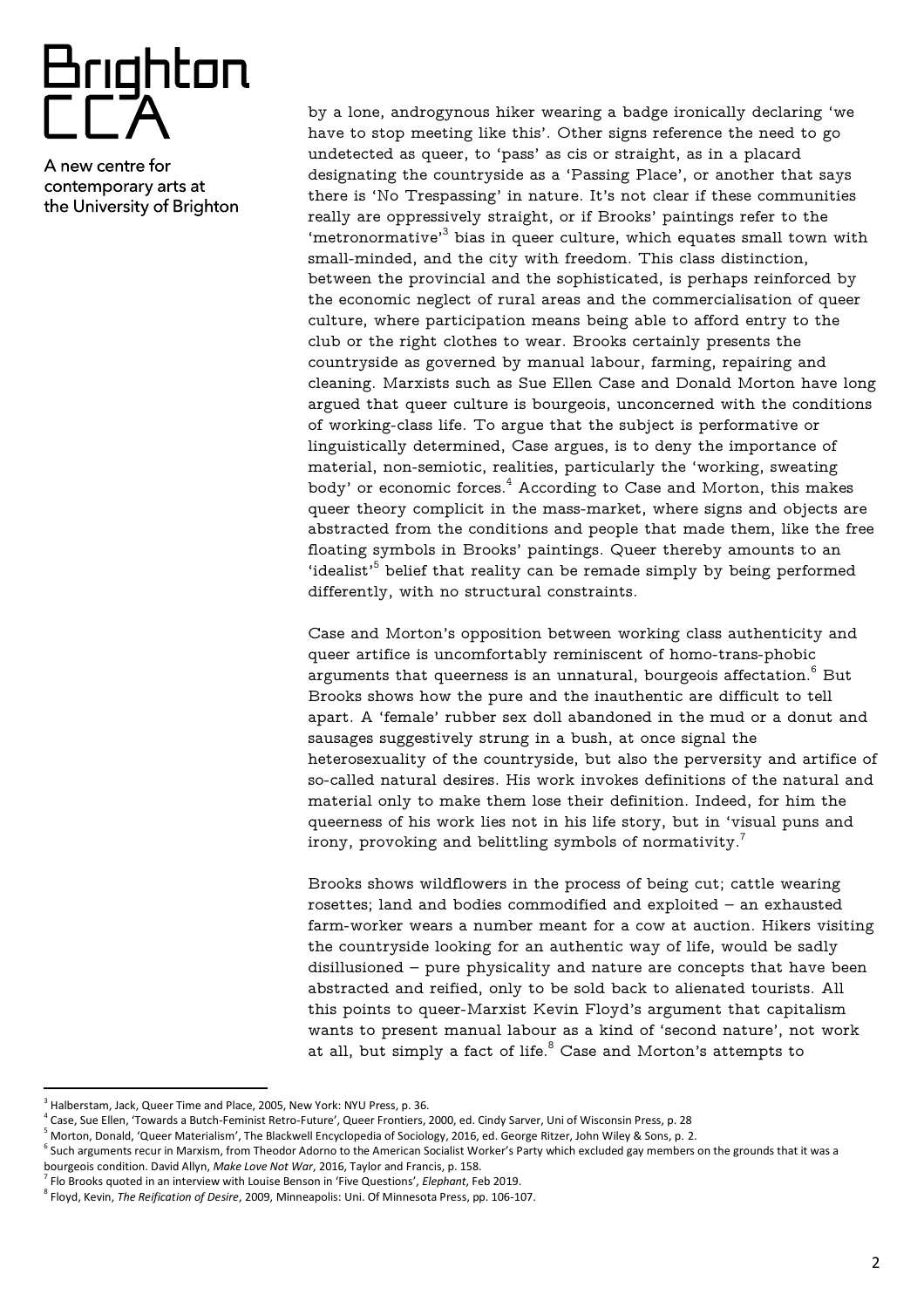by a lone, androgynous hiker wearing a badge ironically declaring 'we have to stop meeting like this'. Other signs reference the need to go undetected as queer, to 'pass' as cis or straight, as in a placard designating the countryside as a 'Passing Place', or another that says there is 'No Trespassing' in nature. It's not clear if these communities really are oppressively straight, or if Brooks' paintings refer to the 'metronormative'[3] bias in queer culture, which equates small town with small-minded, and the city with freedom. This class distinction, between the provincial and the sophisticated, is perhaps reinforced by the economic neglect of rural areas and the commercialisation of queer culture, where participation means being able to afford entry to the club or the right clothes to wear. Brooks certainly presents the countryside as governed by manual labour, farming, repairing and cleaning. Marxists such as Sue Ellen Case and Donald Morton have long argued that queer culture is bourgeois, unconcerned with the conditions of working-class life. To argue that the subject is performative or linguistically determined, Case argues, is to deny the importance of material, non-semiotic, realities, particularly the 'working, sweating body' or economic forces.[4] According to Case and Morton, this makes queer theory complicit in the mass-market, where signs and objects are abstracted from the conditions and people that made them, like the free floating symbols in Brooks' paintings. Queer thereby amounts to an 'idealist'[5] belief that reality can be remade simply by being performed differently, with no structural constraints.

Case and Morton's opposition between working class authenticity and queer artifice is uncomfortably reminiscent of homo-trans-phobic arguments that queerness is an unnatural, bourgeois affectation.[6] But Brooks shows how the pure and the inauthentic are difficult to tell apart. A 'female' rubber sex doll abandoned in the mud or a donut and sausages suggestively strung in a bush, at once signal the heterosexuality of the countryside, but also the perversity and artifice of so-called natural desires. His work invokes definitions of the natural and material only to make them lose their definition. Indeed, for him the queerness of his work lies not in his life story, but in 'visual puns and irony, provoking and belittling symbols of normativity.[7]

Brooks shows wildflowers in the process of being cut; cattle wearing rosettes; land and bodies commodified and exploited – an exhausted farm-worker wears a number meant for a cow at auction. Hikers visiting the countryside looking for an authentic way of life, would be sadly disillusioned – pure physicality and nature are concepts that have been abstracted and reified, only to be sold back to alienated tourists. All this points to queer-Marxist Kevin Floyd's argument that capitalism wants to present manual labour as a kind of 'second nature', not work at all, but simply a fact of life.[8] Case and Morton's attempts to

---

[3] Halberstam, Jack, Queer Time and Place, 2005, New York: NYU Press, p. 36.

[4] Case, Sue Ellen, 'Towards a Butch-Feminist Retro-Future', Queer Frontiers, 2000, ed. Cindy Sarver, Uni of Wisconsin Press, p. 28

[5] Morton, Donald, 'Queer Materialism', The Blackwell Encyclopedia of Sociology, 2016, ed. George Ritzer, John Wiley & Sons, p. 2.

[6] Such arguments recur in Marxism, from Theodor Adorno to the American Socialist Worker's Party which excluded gay members on the grounds that it was a bourgeois condition. David Allyn, *Make Love Not War*, 2016, Taylor and Francis, p. 158.

[7] Flo Brooks quoted in an interview with Louise Benson in 'Five Questions', *Elephant*, Feb 2019.

[8] Floyd, Kevin, *The Reification of Desire*, 2009, Minneapolis: Uni. Of Minnesota Press, pp. 106-107.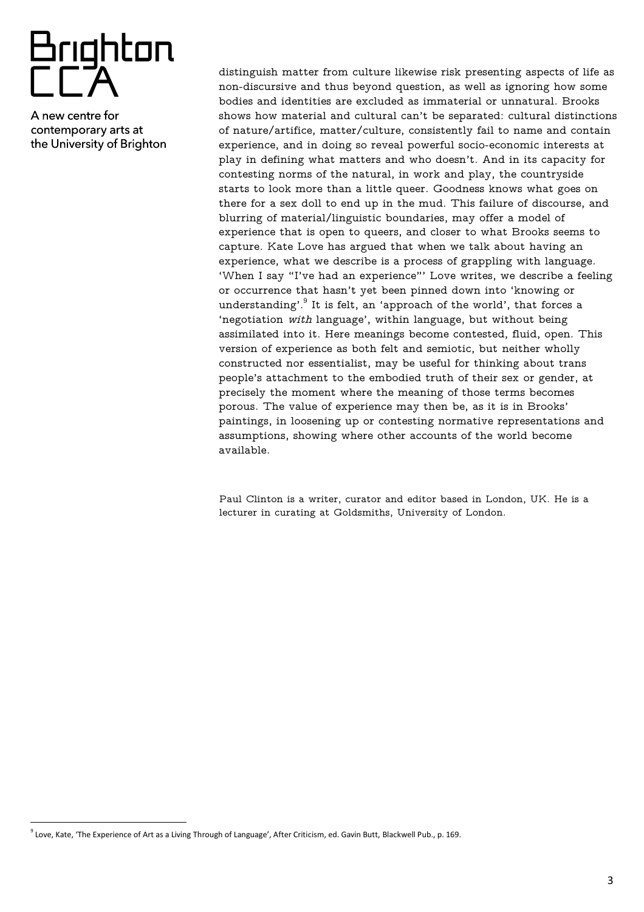distinguish matter from culture likewise risk presenting aspects of life as non-discursive and thus beyond question, as well as ignoring how some bodies and identities are excluded as immaterial or unnatural. Brooks shows how material and cultural can't be separated: cultural distinctions of nature/artifice, matter/culture, consistently fail to name and contain experience, and in doing so reveal powerful socio-economic interests at play in defining what matters and who doesn't. And in its capacity for contesting norms of the natural, in work and play, the countryside starts to look more than a little queer. Goodness knows what goes on there for a sex doll to end up in the mud. This failure of discourse, and blurring of material/linguistic boundaries, may offer a model of experience that is open to queers, and closer to what Brooks seems to capture. Kate Love has argued that when we talk about having an experience, what we describe is a process of grappling with language. 'When I say "I've had an experience"' Love writes, we describe a feeling or occurrence that hasn't yet been pinned down into 'knowing or understanding'.[9] It is felt, an 'approach of the world', that forces a 'negotiation *with* language', within language, but without being assimilated into it. Here meanings become contested, fluid, open. This version of experience as both felt and semiotic, but neither wholly constructed nor essentialist, may be useful for thinking about trans people's attachment to the embodied truth of their sex or gender, at precisely the moment where the meaning of those terms becomes porous. The value of experience may then be, as it is in Brooks' paintings, in loosening up or contesting normative representations and assumptions, showing where other accounts of the world become available.

Paul Clinton is a writer, curator and editor based in London, UK. He is a lecturer in curating at Goldsmiths, University of London.

[9] Love, Kate, 'The Experience of Art as a Living Through of Language', After Criticism, ed. Gavin Butt, Blackwell Pub., p. 169.